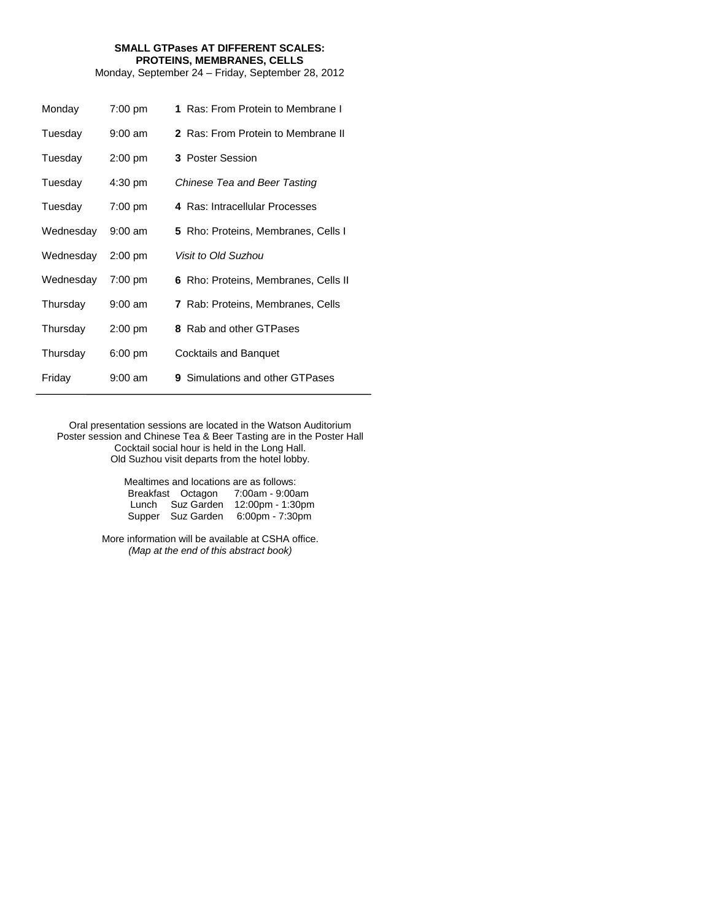**SMALL GTPases AT DIFFERENT SCALES:**
**PROTEINS, MEMBRANES, CELLS**

Monday, September 24 – Friday, September 28, 2012

| | | |
|---|---|---|
| Monday | 7:00 pm | **1** Ras: From Protein to Membrane I |
| Tuesday | 9:00 am | **2** Ras: From Protein to Membrane II |
| Tuesday | 2:00 pm | **3** Poster Session |
| Tuesday | 4:30 pm | *Chinese Tea and Beer Tasting* |
| Tuesday | 7:00 pm | **4** Ras: Intracellular Processes |
| Wednesday | 9:00 am | **5** Rho: Proteins, Membranes, Cells I |
| Wednesday | 2:00 pm | *Visit to Old Suzhou* |
| Wednesday | 7:00 pm | **6** Rho: Proteins, Membranes, Cells II |
| Thursday | 9:00 am | **7** Rab: Proteins, Membranes, Cells |
| Thursday | 2:00 pm | **8** Rab and other GTPases |
| Thursday | 6:00 pm | Cocktails and Banquet |
| Friday | 9:00 am | **9** Simulations and other GTPases |

---

Oral presentation sessions are located in the Watson Auditorium
Poster session and Chinese Tea & Beer Tasting are in the Poster Hall
Cocktail social hour is held in the Long Hall.
Old Suzhou visit departs from the hotel lobby.

Mealtimes and locations are as follows:

| | | |
|---|---|---|
| Breakfast | Octagon | 7:00am - 9:00am |
| Lunch | Suz Garden | 12:00pm - 1:30pm |
| Supper | Suz Garden | 6:00pm - 7:30pm |

More information will be available at CSHA office.
*(Map at the end of this abstract book)*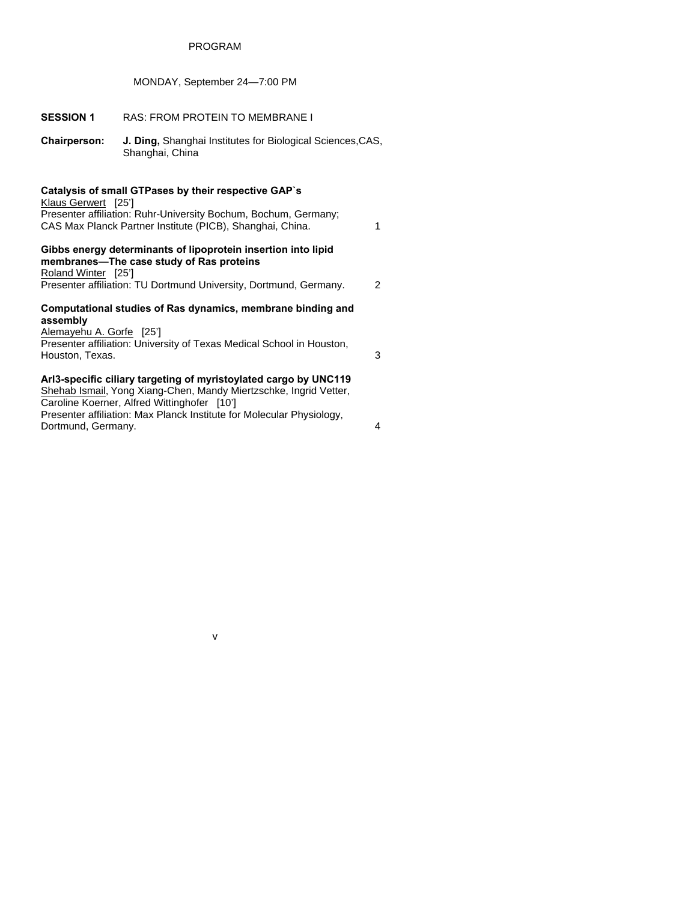# PROGRAM

## MONDAY, September 24—7:00 PM

**SESSION 1** RAS: FROM PROTEIN TO MEMBRANE I

**Chairperson:** **J. Ding,** Shanghai Institutes for Biological Sciences,CAS, Shanghai, China

**Catalysis of small GTPases by their respective GAP`s**
Klaus Gerwert [25']
Presenter affiliation: Ruhr-University Bochum, Bochum, Germany; CAS Max Planck Partner Institute (PICB), Shanghai, China. 1

**Gibbs energy determinants of lipoprotein insertion into lipid membranes—The case study of Ras proteins**
Roland Winter [25']
Presenter affiliation: TU Dortmund University, Dortmund, Germany. 2

**Computational studies of Ras dynamics, membrane binding and assembly**
Alemayehu A. Gorfe [25']
Presenter affiliation: University of Texas Medical School in Houston, Houston, Texas. 3

**Arl3-specific ciliary targeting of myristoylated cargo by UNC119**
Shehab Ismail, Yong Xiang-Chen, Mandy Miertzschke, Ingrid Vetter, Caroline Koerner, Alfred Wittinghofer [10']
Presenter affiliation: Max Planck Institute for Molecular Physiology, Dortmund, Germany. 4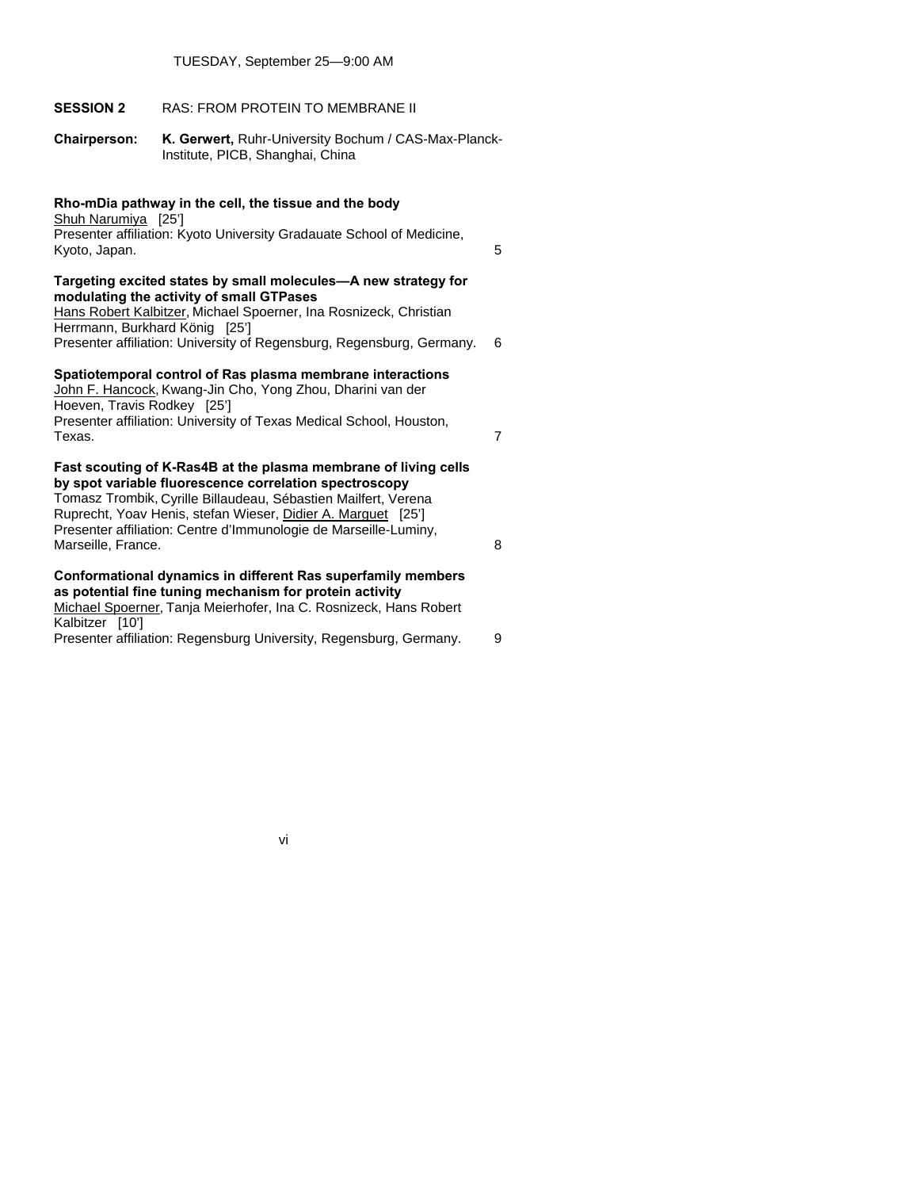TUESDAY, September 25—9:00 AM

**SESSION 2** RAS: FROM PROTEIN TO MEMBRANE II

**Chairperson:** **K. Gerwert,** Ruhr-University Bochum / CAS-Max-Planck-Institute, PICB, Shanghai, China

**Rho-mDia pathway in the cell, the tissue and the body**
Shuh Narumiya [25']
Presenter affiliation: Kyoto University Gradauate School of Medicine, Kyoto, Japan. 5

**Targeting excited states by small molecules—A new strategy for modulating the activity of small GTPases**
Hans Robert Kalbitzer, Michael Spoerner, Ina Rosnizeck, Christian Herrmann, Burkhard König [25']
Presenter affiliation: University of Regensburg, Regensburg, Germany. 6

**Spatiotemporal control of Ras plasma membrane interactions**
John F. Hancock, Kwang-Jin Cho, Yong Zhou, Dharini van der Hoeven, Travis Rodkey [25']
Presenter affiliation: University of Texas Medical School, Houston, Texas. 7

**Fast scouting of K-Ras4B at the plasma membrane of living cells by spot variable fluorescence correlation spectroscopy**
Tomasz Trombik, Cyrille Billaudeau, Sébastien Mailfert, Verena Ruprecht, Yoav Henis, stefan Wieser, Didier A. Marguet [25']
Presenter affiliation: Centre d'Immunologie de Marseille-Luminy, Marseille, France. 8

**Conformational dynamics in different Ras superfamily members as potential fine tuning mechanism for protein activity**
Michael Spoerner, Tanja Meierhofer, Ina C. Rosnizeck, Hans Robert Kalbitzer [10']
Presenter affiliation: Regensburg University, Regensburg, Germany. 9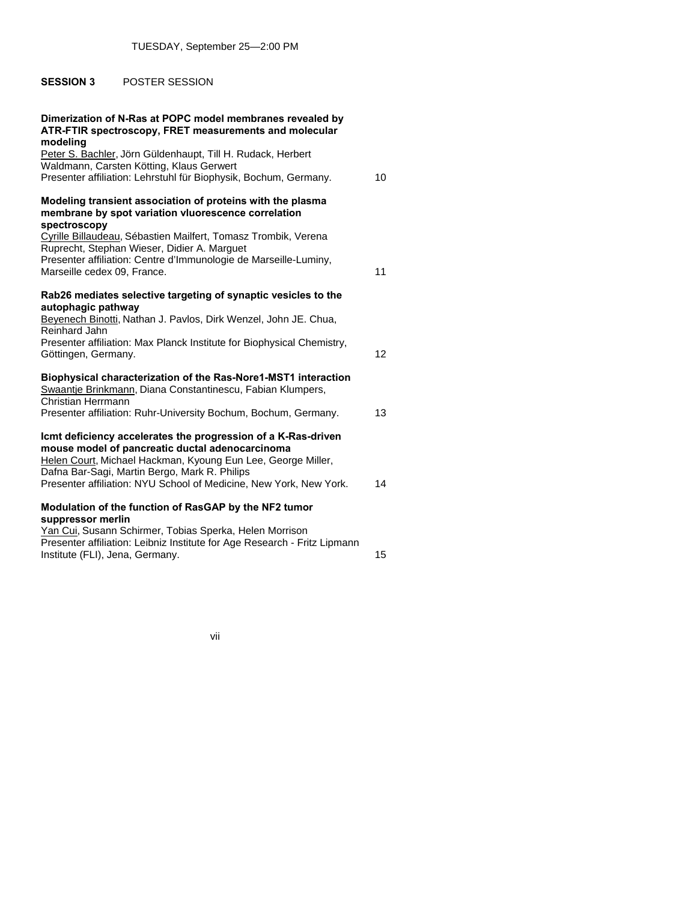TUESDAY, September 25—2:00 PM

**SESSION 3** POSTER SESSION

**Dimerization of N-Ras at POPC model membranes revealed by ATR-FTIR spectroscopy, FRET measurements and molecular modeling**
Peter S. Bachler, Jörn Güldenhaupt, Till H. Rudack, Herbert Waldmann, Carsten Kötting, Klaus Gerwert
Presenter affiliation: Lehrstuhl für Biophysik, Bochum, Germany. 10

**Modeling transient association of proteins with the plasma membrane by spot variation vluorescence correlation spectroscopy**
Cyrille Billaudeau, Sébastien Mailfert, Tomasz Trombik, Verena Ruprecht, Stephan Wieser, Didier A. Marguet
Presenter affiliation: Centre d'Immunologie de Marseille-Luminy, Marseille cedex 09, France. 11

**Rab26 mediates selective targeting of synaptic vesicles to the autophagic pathway**
Beyenech Binotti, Nathan J. Pavlos, Dirk Wenzel, John JE. Chua, Reinhard Jahn
Presenter affiliation: Max Planck Institute for Biophysical Chemistry, Göttingen, Germany. 12

**Biophysical characterization of the Ras-Nore1-MST1 interaction**
Swaantje Brinkmann, Diana Constantinescu, Fabian Klumpers, Christian Herrmann
Presenter affiliation: Ruhr-University Bochum, Bochum, Germany. 13

**Icmt deficiency accelerates the progression of a K-Ras-driven mouse model of pancreatic ductal adenocarcinoma**
Helen Court, Michael Hackman, Kyoung Eun Lee, George Miller, Dafna Bar-Sagi, Martin Bergo, Mark R. Philips
Presenter affiliation: NYU School of Medicine, New York, New York. 14

**Modulation of the function of RasGAP by the NF2 tumor suppressor merlin**
Yan Cui, Susann Schirmer, Tobias Sperka, Helen Morrison
Presenter affiliation: Leibniz Institute for Age Research - Fritz Lipmann Institute (FLI), Jena, Germany. 15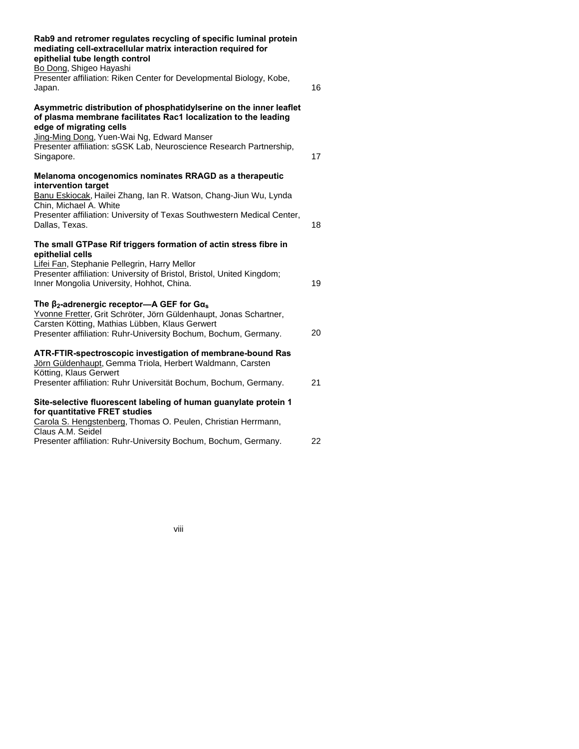**Rab9 and retromer regulates recycling of specific luminal protein mediating cell-extracellular matrix interaction required for epithelial tube length control**
Bo Dong, Shigeo Hayashi
Presenter affiliation: Riken Center for Developmental Biology, Kobe, Japan. 16

**Asymmetric distribution of phosphatidylserine on the inner leaflet of plasma membrane facilitates Rac1 localization to the leading edge of migrating cells**
Jing-Ming Dong, Yuen-Wai Ng, Edward Manser
Presenter affiliation: sGSK Lab, Neuroscience Research Partnership, Singapore. 17

**Melanoma oncogenomics nominates RRAGD as a therapeutic intervention target**
Banu Eskiocak, Hailei Zhang, Ian R. Watson, Chang-Jiun Wu, Lynda Chin, Michael A. White
Presenter affiliation: University of Texas Southwestern Medical Center, Dallas, Texas. 18

**The small GTPase Rif triggers formation of actin stress fibre in epithelial cells**
Lifei Fan, Stephanie Pellegrin, Harry Mellor
Presenter affiliation: University of Bristol, Bristol, United Kingdom; Inner Mongolia University, Hohhot, China. 19

**The $\beta_2$-adrenergic receptor—A GEF for $G\alpha_s$**
Yvonne Fretter, Grit Schröter, Jörn Güldenhaupt, Jonas Schartner, Carsten Kötting, Mathias Lübben, Klaus Gerwert
Presenter affiliation: Ruhr-University Bochum, Bochum, Germany. 20

**ATR-FTIR-spectroscopic investigation of membrane-bound Ras**
Jörn Güldenhaupt, Gemma Triola, Herbert Waldmann, Carsten Kötting, Klaus Gerwert
Presenter affiliation: Ruhr Universität Bochum, Bochum, Germany. 21

**Site-selective fluorescent labeling of human guanylate protein 1 for quantitative FRET studies**
Carola S. Hengstenberg, Thomas O. Peulen, Christian Herrmann, Claus A.M. Seidel
Presenter affiliation: Ruhr-University Bochum, Bochum, Germany. 22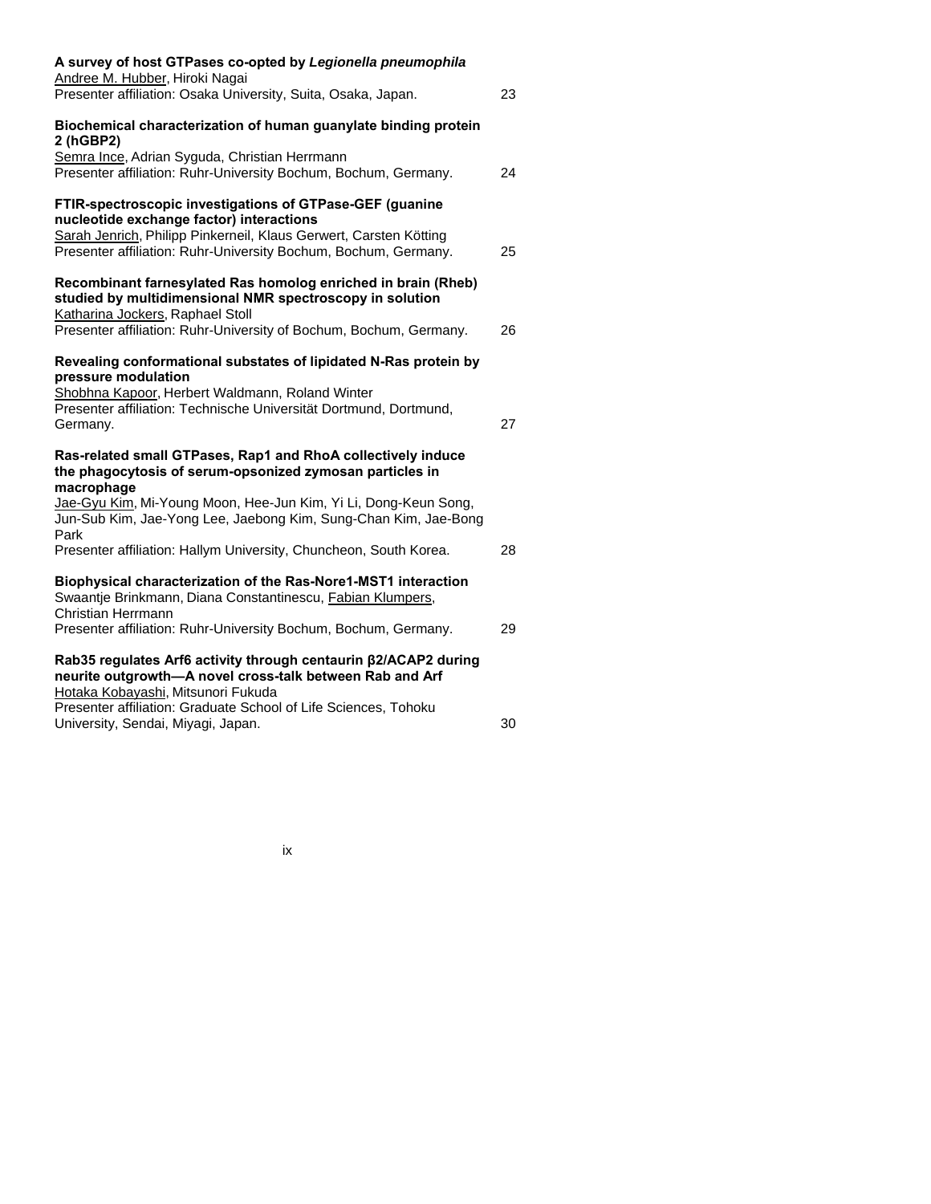**A survey of host GTPases co-opted by *Legionella pneumophila***
Andree M. Hubber, Hiroki Nagai
Presenter affiliation: Osaka University, Suita, Osaka, Japan. 23

**Biochemical characterization of human guanylate binding protein 2 (hGBP2)**
Semra Ince, Adrian Syguda, Christian Herrmann
Presenter affiliation: Ruhr-University Bochum, Bochum, Germany. 24

**FTIR-spectroscopic investigations of GTPase-GEF (guanine nucleotide exchange factor) interactions**
Sarah Jenrich, Philipp Pinkerneil, Klaus Gerwert, Carsten Kötting
Presenter affiliation: Ruhr-University Bochum, Bochum, Germany. 25

**Recombinant farnesylated Ras homolog enriched in brain (Rheb) studied by multidimensional NMR spectroscopy in solution**
Katharina Jockers, Raphael Stoll
Presenter affiliation: Ruhr-University of Bochum, Bochum, Germany. 26

**Revealing conformational substates of lipidated N-Ras protein by pressure modulation**
Shobhna Kapoor, Herbert Waldmann, Roland Winter
Presenter affiliation: Technische Universität Dortmund, Dortmund, Germany. 27

**Ras-related small GTPases, Rap1 and RhoA collectively induce the phagocytosis of serum-opsonized zymosan particles in macrophage**
Jae-Gyu Kim, Mi-Young Moon, Hee-Jun Kim, Yi Li, Dong-Keun Song, Jun-Sub Kim, Jae-Yong Lee, Jaebong Kim, Sung-Chan Kim, Jae-Bong Park
Presenter affiliation: Hallym University, Chuncheon, South Korea. 28

**Biophysical characterization of the Ras-Nore1-MST1 interaction**
Swaantje Brinkmann, Diana Constantinescu, Fabian Klumpers, Christian Herrmann
Presenter affiliation: Ruhr-University Bochum, Bochum, Germany. 29

**Rab35 regulates Arf6 activity through centaurin β2/ACAP2 during neurite outgrowth—A novel cross-talk between Rab and Arf**
Hotaka Kobayashi, Mitsunori Fukuda
Presenter affiliation: Graduate School of Life Sciences, Tohoku University, Sendai, Miyagi, Japan. 30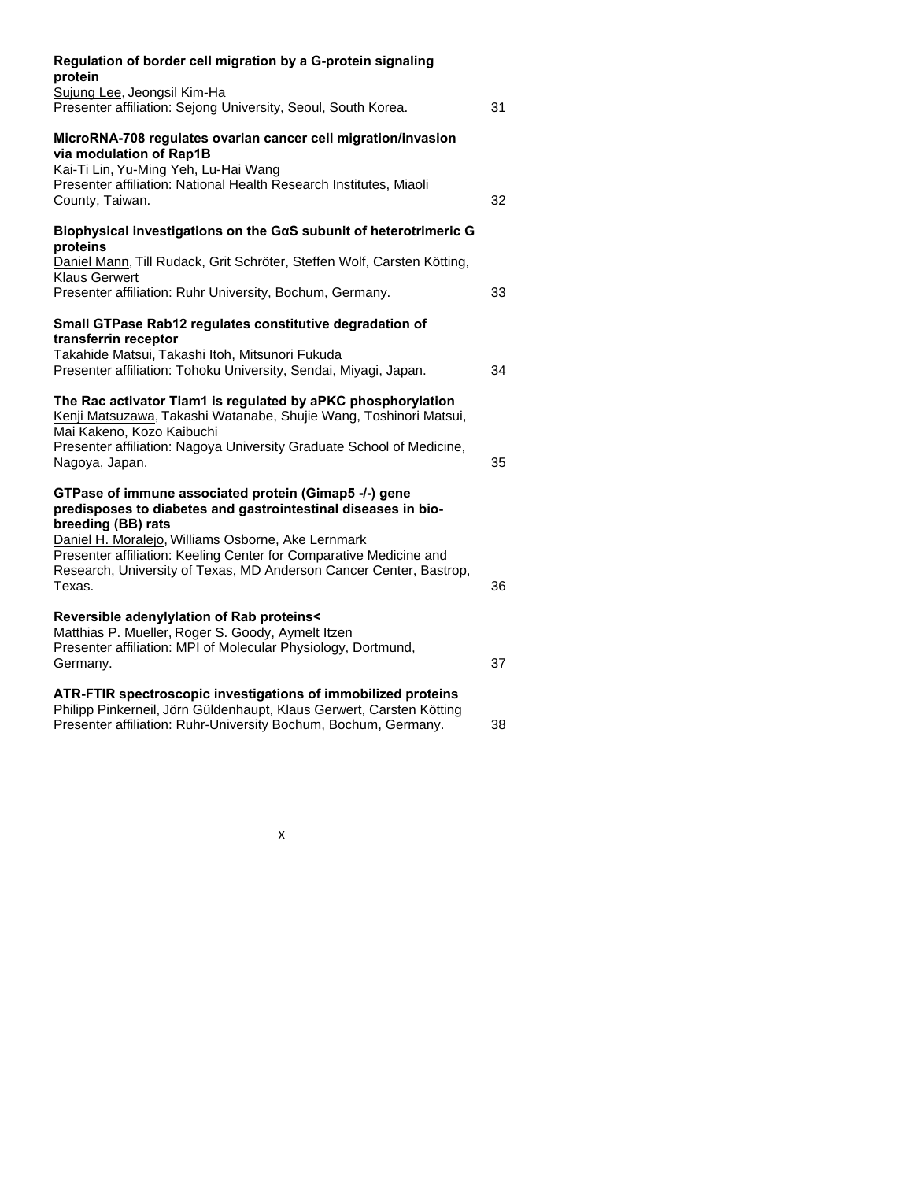**Regulation of border cell migration by a G-protein signaling protein**
Sujung Lee, Jeongsil Kim-Ha
Presenter affiliation: Sejong University, Seoul, South Korea. 31

**MicroRNA-708 regulates ovarian cancer cell migration/invasion via modulation of Rap1B**
Kai-Ti Lin, Yu-Ming Yeh, Lu-Hai Wang
Presenter affiliation: National Health Research Institutes, Miaoli County, Taiwan. 32

**Biophysical investigations on the GαS subunit of heterotrimeric G proteins**
Daniel Mann, Till Rudack, Grit Schröter, Steffen Wolf, Carsten Kötting, Klaus Gerwert
Presenter affiliation: Ruhr University, Bochum, Germany. 33

**Small GTPase Rab12 regulates constitutive degradation of transferrin receptor**
Takahide Matsui, Takashi Itoh, Mitsunori Fukuda
Presenter affiliation: Tohoku University, Sendai, Miyagi, Japan. 34

**The Rac activator Tiam1 is regulated by aPKC phosphorylation**
Kenji Matsuzawa, Takashi Watanabe, Shujie Wang, Toshinori Matsui, Mai Kakeno, Kozo Kaibuchi
Presenter affiliation: Nagoya University Graduate School of Medicine, Nagoya, Japan. 35

**GTPase of immune associated protein (Gimap5 -/-) gene predisposes to diabetes and gastrointestinal diseases in bio-breeding (BB) rats**
Daniel H. Moralejo, Williams Osborne, Ake Lernmark
Presenter affiliation: Keeling Center for Comparative Medicine and Research, University of Texas, MD Anderson Cancer Center, Bastrop, Texas. 36

**Reversible adenylylation of Rab proteins<**
Matthias P. Mueller, Roger S. Goody, Aymelt Itzen
Presenter affiliation: MPI of Molecular Physiology, Dortmund, Germany. 37

**ATR-FTIR spectroscopic investigations of immobilized proteins**
Philipp Pinkerneil, Jörn Güldenhaupt, Klaus Gerwert, Carsten Kötting
Presenter affiliation: Ruhr-University Bochum, Bochum, Germany. 38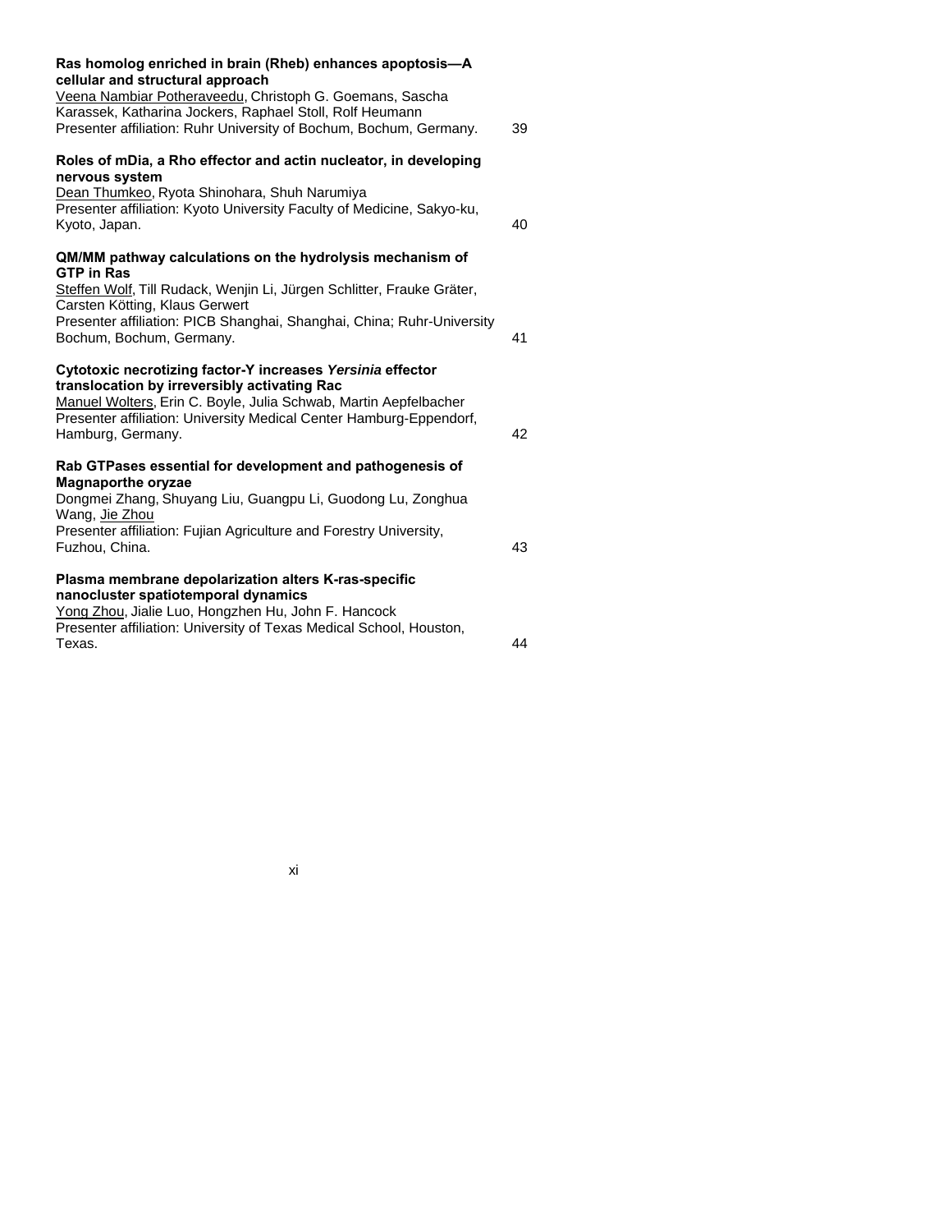**Ras homolog enriched in brain (Rheb) enhances apoptosis—A cellular and structural approach**
<u>Veena Nambiar Potheraveedu</u>, Christoph G. Goemans, Sascha Karassek, Katharina Jockers, Raphael Stoll, Rolf Heumann
Presenter affiliation: Ruhr University of Bochum, Bochum, Germany. 39

**Roles of mDia, a Rho effector and actin nucleator, in developing nervous system**
<u>Dean Thumkeo</u>, Ryota Shinohara, Shuh Narumiya
Presenter affiliation: Kyoto University Faculty of Medicine, Sakyo-ku, Kyoto, Japan. 40

**QM/MM pathway calculations on the hydrolysis mechanism of GTP in Ras**
<u>Steffen Wolf</u>, Till Rudack, Wenjin Li, Jürgen Schlitter, Frauke Gräter, Carsten Kötting, Klaus Gerwert
Presenter affiliation: PICB Shanghai, Shanghai, China; Ruhr-University Bochum, Bochum, Germany. 41

**Cytotoxic necrotizing factor-Y increases *Yersinia* effector translocation by irreversibly activating Rac**
<u>Manuel Wolters</u>, Erin C. Boyle, Julia Schwab, Martin Aepfelbacher
Presenter affiliation: University Medical Center Hamburg-Eppendorf, Hamburg, Germany. 42

**Rab GTPases essential for development and pathogenesis of Magnaporthe oryzae**
Dongmei Zhang, Shuyang Liu, Guangpu Li, Guodong Lu, Zonghua Wang, <u>Jie Zhou</u>
Presenter affiliation: Fujian Agriculture and Forestry University, Fuzhou, China. 43

**Plasma membrane depolarization alters K-ras-specific nanocluster spatiotemporal dynamics**
<u>Yong Zhou</u>, Jialie Luo, Hongzhen Hu, John F. Hancock
Presenter affiliation: University of Texas Medical School, Houston, Texas. 44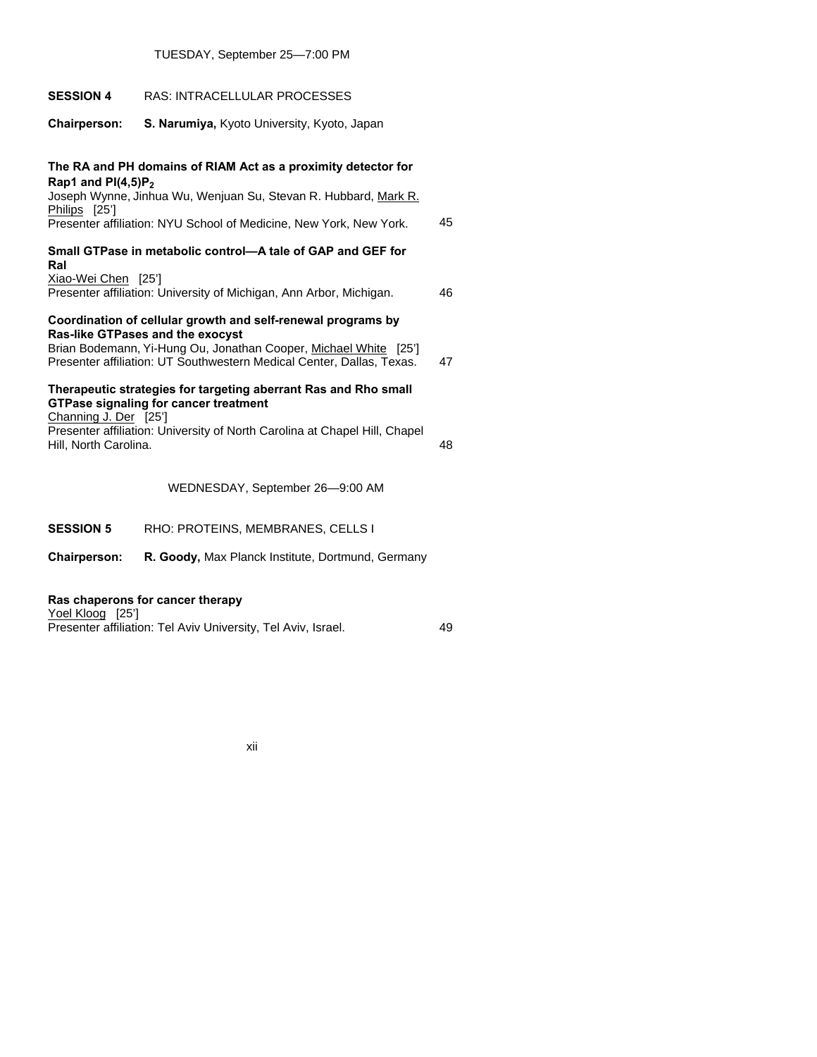TUESDAY, September 25—7:00 PM

**SESSION 4** RAS: INTRACELLULAR PROCESSES

**Chairperson:** **S. Narumiya,** Kyoto University, Kyoto, Japan

**The RA and PH domains of RIAM Act as a proximity detector for Rap1 and PI(4,5)$P_2$**
Joseph Wynne, Jinhua Wu, Wenjuan Su, Stevan R. Hubbard, Mark R. Philips [25']
Presenter affiliation: NYU School of Medicine, New York, New York. 45

**Small GTPase in metabolic control—A tale of GAP and GEF for Ral**
Xiao-Wei Chen [25']
Presenter affiliation: University of Michigan, Ann Arbor, Michigan. 46

**Coordination of cellular growth and self-renewal programs by Ras-like GTPases and the exocyst**
Brian Bodemann, Yi-Hung Ou, Jonathan Cooper, Michael White [25']
Presenter affiliation: UT Southwestern Medical Center, Dallas, Texas. 47

**Therapeutic strategies for targeting aberrant Ras and Rho small GTPase signaling for cancer treatment**
Channing J. Der [25']
Presenter affiliation: University of North Carolina at Chapel Hill, Chapel Hill, North Carolina. 48

WEDNESDAY, September 26—9:00 AM

**SESSION 5** RHO: PROTEINS, MEMBRANES, CELLS I

**Chairperson:** **R. Goody,** Max Planck Institute, Dortmund, Germany

**Ras chaperons for cancer therapy**
Yoel Kloog [25']
Presenter affiliation: Tel Aviv University, Tel Aviv, Israel. 49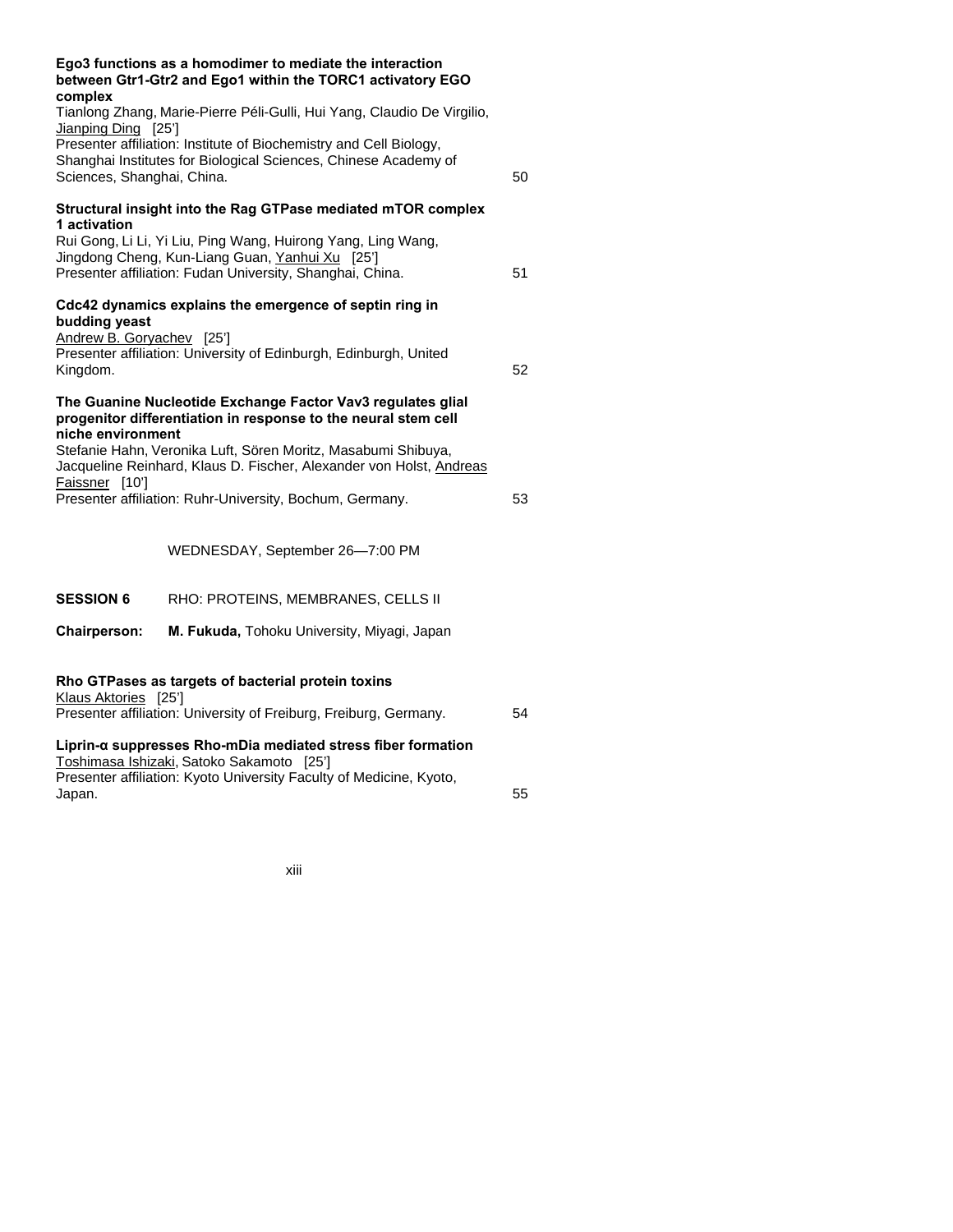**Ego3 functions as a homodimer to mediate the interaction between Gtr1-Gtr2 and Ego1 within the TORC1 activatory EGO complex**
Tianlong Zhang, Marie-Pierre Péli-Gulli, Hui Yang, Claudio De Virgilio, Jianping Ding [25']
Presenter affiliation: Institute of Biochemistry and Cell Biology, Shanghai Institutes for Biological Sciences, Chinese Academy of Sciences, Shanghai, China. 50

**Structural insight into the Rag GTPase mediated mTOR complex 1 activation**
Rui Gong, Li Li, Yi Liu, Ping Wang, Huirong Yang, Ling Wang, Jingdong Cheng, Kun-Liang Guan, Yanhui Xu [25']
Presenter affiliation: Fudan University, Shanghai, China. 51

**Cdc42 dynamics explains the emergence of septin ring in budding yeast**
Andrew B. Goryachev [25']
Presenter affiliation: University of Edinburgh, Edinburgh, United Kingdom. 52

**The Guanine Nucleotide Exchange Factor Vav3 regulates glial progenitor differentiation in response to the neural stem cell niche environment**
Stefanie Hahn, Veronika Luft, Sören Moritz, Masabumi Shibuya, Jacqueline Reinhard, Klaus D. Fischer, Alexander von Holst, Andreas Faissner [10']
Presenter affiliation: Ruhr-University, Bochum, Germany. 53

WEDNESDAY, September 26—7:00 PM

**SESSION 6** RHO: PROTEINS, MEMBRANES, CELLS II

**Chairperson:** **M. Fukuda,** Tohoku University, Miyagi, Japan

**Rho GTPases as targets of bacterial protein toxins**
Klaus Aktories [25']
Presenter affiliation: University of Freiburg, Freiburg, Germany. 54

**Liprin-α suppresses Rho-mDia mediated stress fiber formation**
Toshimasa Ishizaki, Satoko Sakamoto [25']
Presenter affiliation: Kyoto University Faculty of Medicine, Kyoto, Japan. 55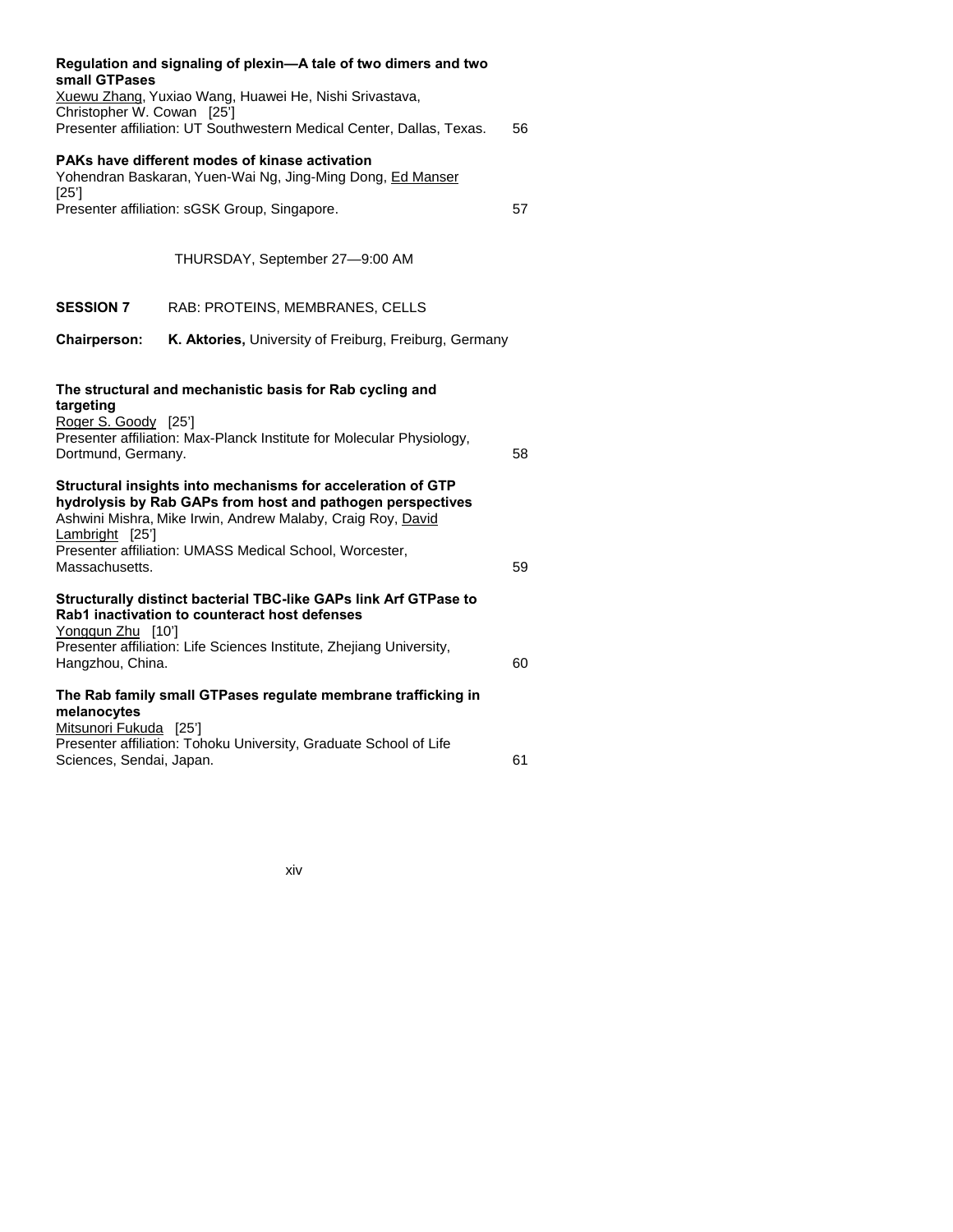**Regulation and signaling of plexin—A tale of two dimers and two small GTPases**
Xuewu Zhang, Yuxiao Wang, Huawei He, Nishi Srivastava, Christopher W. Cowan [25']
Presenter affiliation: UT Southwestern Medical Center, Dallas, Texas. 56

**PAKs have different modes of kinase activation**
Yohendran Baskaran, Yuen-Wai Ng, Jing-Ming Dong, Ed Manser [25']
Presenter affiliation: sGSK Group, Singapore. 57

THURSDAY, September 27—9:00 AM

**SESSION 7** RAB: PROTEINS, MEMBRANES, CELLS

**Chairperson:** **K. Aktories,** University of Freiburg, Freiburg, Germany

**The structural and mechanistic basis for Rab cycling and targeting**
Roger S. Goody [25']
Presenter affiliation: Max-Planck Institute for Molecular Physiology, Dortmund, Germany. 58

**Structural insights into mechanisms for acceleration of GTP hydrolysis by Rab GAPs from host and pathogen perspectives**
Ashwini Mishra, Mike Irwin, Andrew Malaby, Craig Roy, David Lambright [25']
Presenter affiliation: UMASS Medical School, Worcester, Massachusetts. 59

**Structurally distinct bacterial TBC-like GAPs link Arf GTPase to Rab1 inactivation to counteract host defenses**
Yongqun Zhu [10']
Presenter affiliation: Life Sciences Institute, Zhejiang University, Hangzhou, China. 60

**The Rab family small GTPases regulate membrane trafficking in melanocytes**
Mitsunori Fukuda [25']
Presenter affiliation: Tohoku University, Graduate School of Life Sciences, Sendai, Japan. 61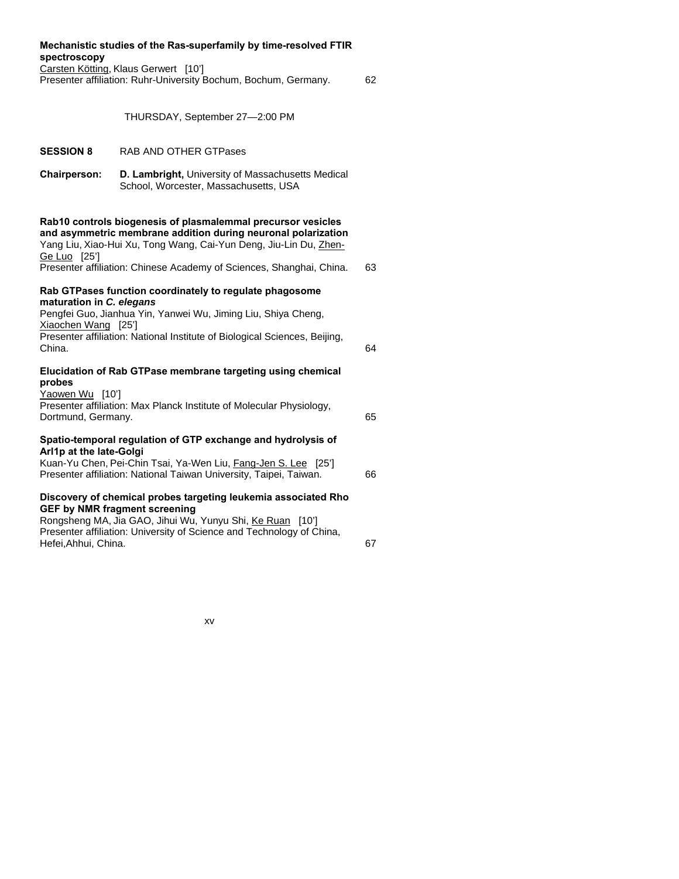**Mechanistic studies of the Ras-superfamily by time-resolved FTIR spectroscopy**
Carsten Kötting, Klaus Gerwert [10']
Presenter affiliation: Ruhr-University Bochum, Bochum, Germany. 62

THURSDAY, September 27—2:00 PM

**SESSION 8** RAB AND OTHER GTPases

**Chairperson:** **D. Lambright,** University of Massachusetts Medical School, Worcester, Massachusetts, USA

**Rab10 controls biogenesis of plasmalemmal precursor vesicles and asymmetric membrane addition during neuronal polarization**
Yang Liu, Xiao-Hui Xu, Tong Wang, Cai-Yun Deng, Jiu-Lin Du, Zhen-Ge Luo [25']
Presenter affiliation: Chinese Academy of Sciences, Shanghai, China. 63

**Rab GTPases function coordinately to regulate phagosome maturation in *C. elegans***
Pengfei Guo, Jianhua Yin, Yanwei Wu, Jiming Liu, Shiya Cheng, Xiaochen Wang [25']
Presenter affiliation: National Institute of Biological Sciences, Beijing, China. 64

**Elucidation of Rab GTPase membrane targeting using chemical probes**
Yaowen Wu [10']
Presenter affiliation: Max Planck Institute of Molecular Physiology, Dortmund, Germany. 65

**Spatio-temporal regulation of GTP exchange and hydrolysis of Arl1p at the late-Golgi**
Kuan-Yu Chen, Pei-Chin Tsai, Ya-Wen Liu, Fang-Jen S. Lee [25']
Presenter affiliation: National Taiwan University, Taipei, Taiwan. 66

**Discovery of chemical probes targeting leukemia associated Rho GEF by NMR fragment screening**
Rongsheng MA, Jia GAO, Jihui Wu, Yunyu Shi, Ke Ruan [10']
Presenter affiliation: University of Science and Technology of China, Hefei,Ahhui, China. 67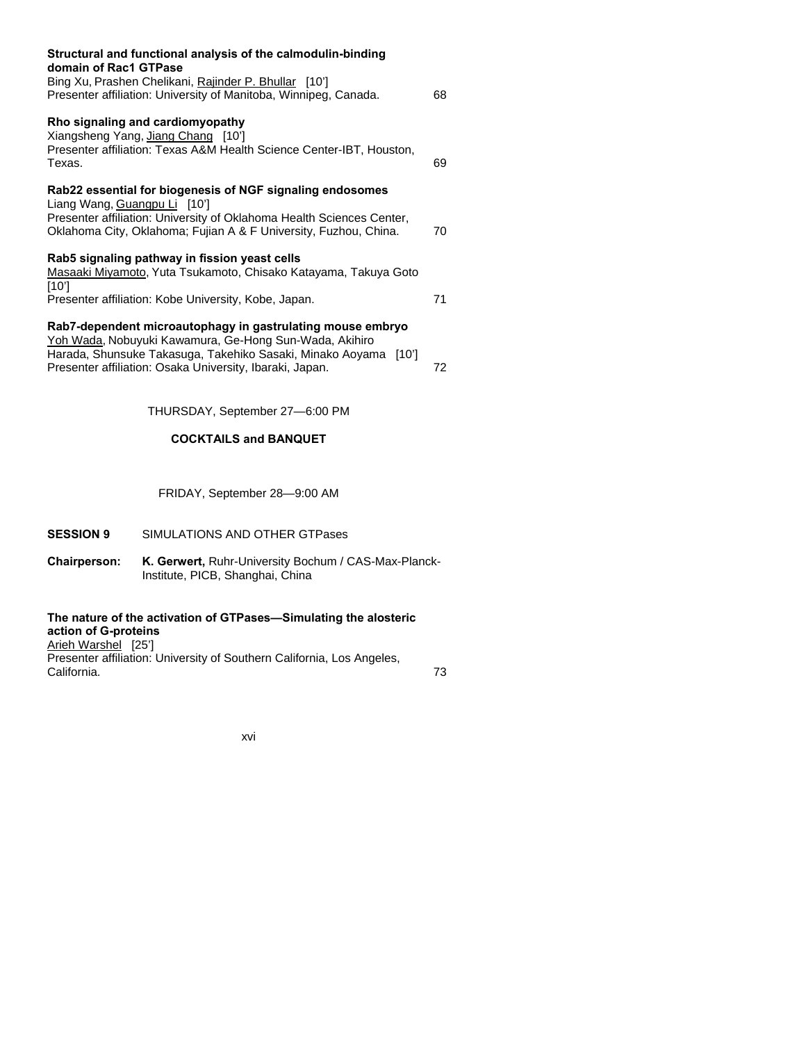**Structural and functional analysis of the calmodulin-binding domain of Rac1 GTPase**
Bing Xu, Prashen Chelikani, Rajinder P. Bhullar [10']
Presenter affiliation: University of Manitoba, Winnipeg, Canada. 68

**Rho signaling and cardiomyopathy**
Xiangsheng Yang, Jiang Chang [10']
Presenter affiliation: Texas A&M Health Science Center-IBT, Houston, Texas. 69

**Rab22 essential for biogenesis of NGF signaling endosomes**
Liang Wang, Guangpu Li [10']
Presenter affiliation: University of Oklahoma Health Sciences Center, Oklahoma City, Oklahoma; Fujian A & F University, Fuzhou, China. 70

**Rab5 signaling pathway in fission yeast cells**
Masaaki Miyamoto, Yuta Tsukamoto, Chisako Katayama, Takuya Goto [10']
Presenter affiliation: Kobe University, Kobe, Japan. 71

**Rab7-dependent microautophagy in gastrulating mouse embryo**
Yoh Wada, Nobuyuki Kawamura, Ge-Hong Sun-Wada, Akihiro Harada, Shunsuke Takasuga, Takehiko Sasaki, Minako Aoyama [10']
Presenter affiliation: Osaka University, Ibaraki, Japan. 72

THURSDAY, September 27—6:00 PM

**COCKTAILS and BANQUET**

FRIDAY, September 28—9:00 AM

**SESSION 9** SIMULATIONS AND OTHER GTPases

**Chairperson:** **K. Gerwert,** Ruhr-University Bochum / CAS-Max-Planck-Institute, PICB, Shanghai, China

**The nature of the activation of GTPases—Simulating the alosteric action of G-proteins**
Arieh Warshel [25']
Presenter affiliation: University of Southern California, Los Angeles, California. 73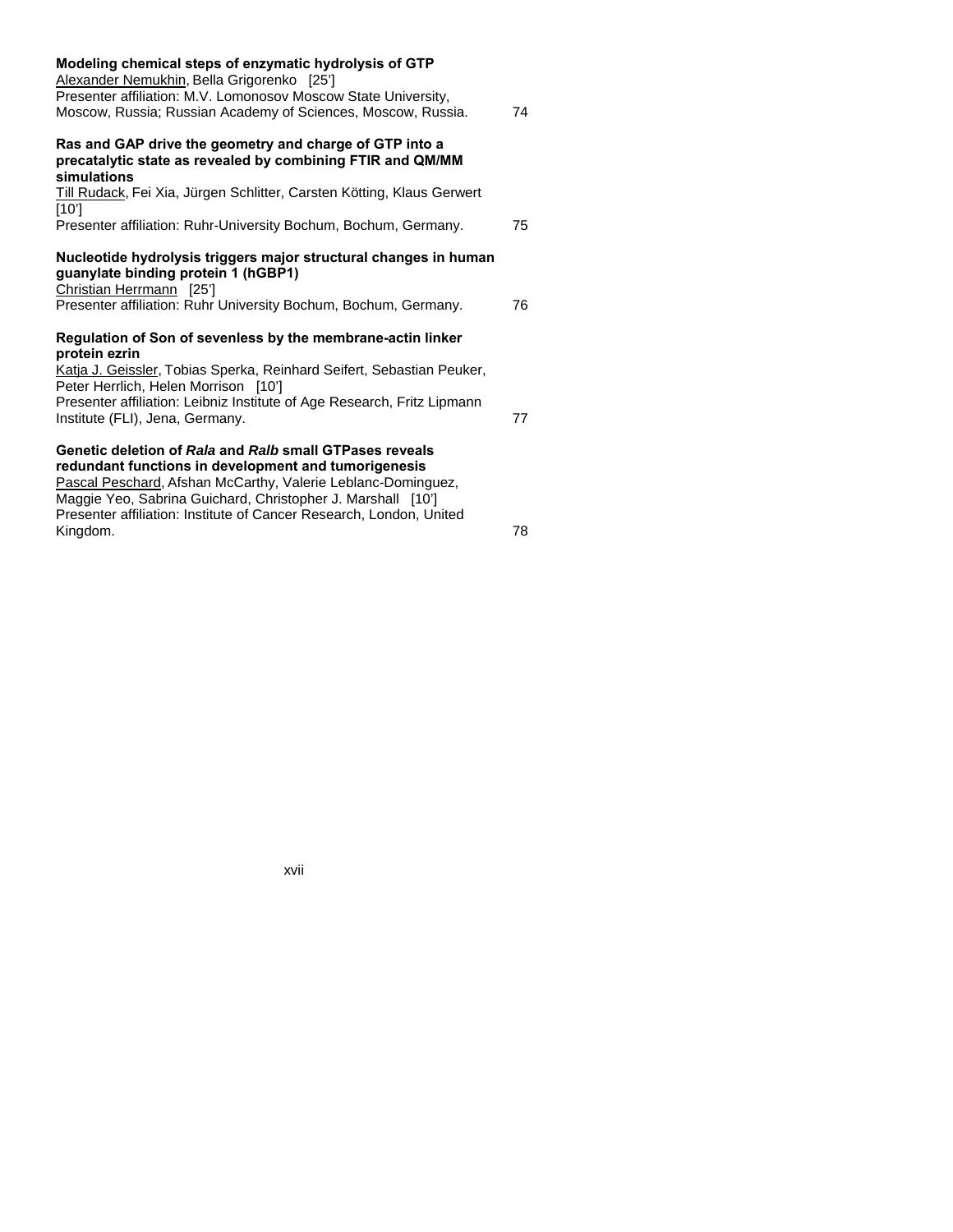**Modeling chemical steps of enzymatic hydrolysis of GTP**
Alexander Nemukhin, Bella Grigorenko [25']
Presenter affiliation: M.V. Lomonosov Moscow State University, Moscow, Russia; Russian Academy of Sciences, Moscow, Russia. 74

**Ras and GAP drive the geometry and charge of GTP into a precatalytic state as revealed by combining FTIR and QM/MM simulations**
Till Rudack, Fei Xia, Jürgen Schlitter, Carsten Kötting, Klaus Gerwert [10']
Presenter affiliation: Ruhr-University Bochum, Bochum, Germany. 75

**Nucleotide hydrolysis triggers major structural changes in human guanylate binding protein 1 (hGBP1)**
Christian Herrmann [25']
Presenter affiliation: Ruhr University Bochum, Bochum, Germany. 76

**Regulation of Son of sevenless by the membrane-actin linker protein ezrin**
Katja J. Geissler, Tobias Sperka, Reinhard Seifert, Sebastian Peuker, Peter Herrlich, Helen Morrison [10']
Presenter affiliation: Leibniz Institute of Age Research, Fritz Lipmann Institute (FLI), Jena, Germany. 77

**Genetic deletion of *Rala* and *Ralb* small GTPases reveals redundant functions in development and tumorigenesis**
Pascal Peschard, Afshan McCarthy, Valerie Leblanc-Dominguez, Maggie Yeo, Sabrina Guichard, Christopher J. Marshall [10']
Presenter affiliation: Institute of Cancer Research, London, United Kingdom. 78